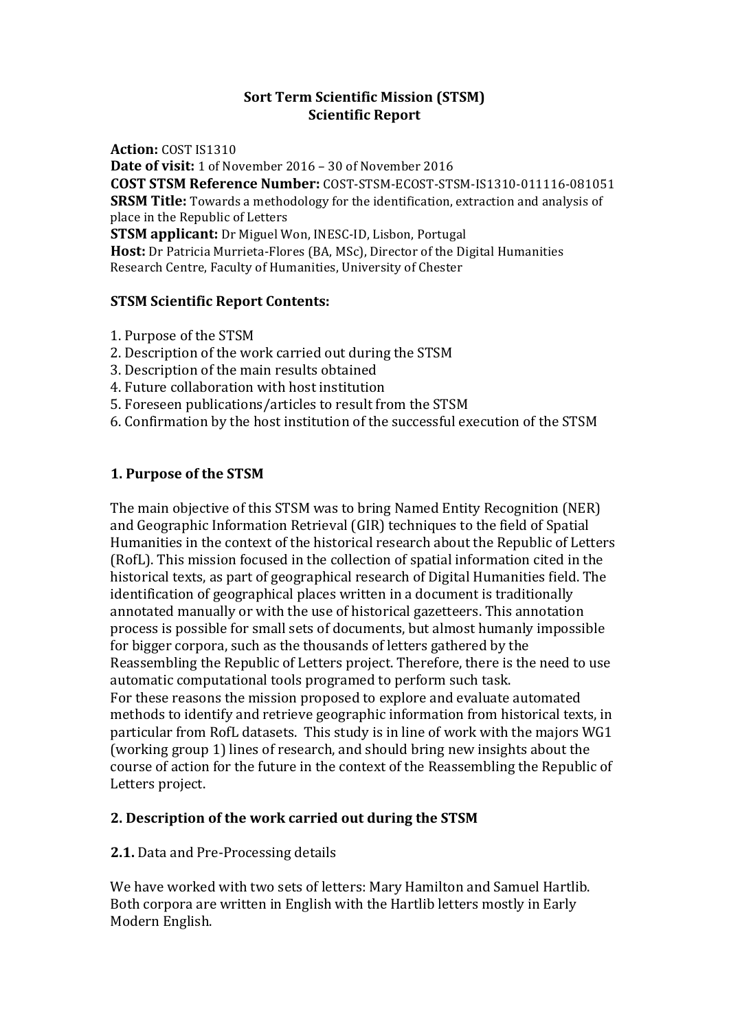**Sort Term Scientific Mission (STSM)**
**Scientific Report**

**Action:** COST IS1310
**Date of visit:** 1 of November 2016 – 30 of November 2016
**COST STSM Reference Number:** COST-STSM-ECOST-STSM-IS1310-011116-081051
**SRSM Title:** Towards a methodology for the identification, extraction and analysis of place in the Republic of Letters
**STSM applicant:** Dr Miguel Won, INESC-ID, Lisbon, Portugal
**Host:** Dr Patricia Murrieta-Flores (BA, MSc), Director of the Digital Humanities Research Centre, Faculty of Humanities, University of Chester

**STSM Scientific Report Contents:**

1. Purpose of the STSM
2. Description of the work carried out during the STSM
3. Description of the main results obtained
4. Future collaboration with host institution
5. Foreseen publications/articles to result from the STSM
6. Confirmation by the host institution of the successful execution of the STSM

## 1. Purpose of the STSM

The main objective of this STSM was to bring Named Entity Recognition (NER) and Geographic Information Retrieval (GIR) techniques to the field of Spatial Humanities in the context of the historical research about the Republic of Letters (RofL). This mission focused in the collection of spatial information cited in the historical texts, as part of geographical research of Digital Humanities field. The identification of geographical places written in a document is traditionally annotated manually or with the use of historical gazetteers. This annotation process is possible for small sets of documents, but almost humanly impossible for bigger corpora, such as the thousands of letters gathered by the Reassembling the Republic of Letters project. Therefore, there is the need to use automatic computational tools programed to perform such task.
For these reasons the mission proposed to explore and evaluate automated methods to identify and retrieve geographic information from historical texts, in particular from RofL datasets. This study is in line of work with the majors WG1 (working group 1) lines of research, and should bring new insights about the course of action for the future in the context of the Reassembling the Republic of Letters project.

## 2. Description of the work carried out during the STSM

**2.1.** Data and Pre-Processing details

We have worked with two sets of letters: Mary Hamilton and Samuel Hartlib. Both corpora are written in English with the Hartlib letters mostly in Early Modern English.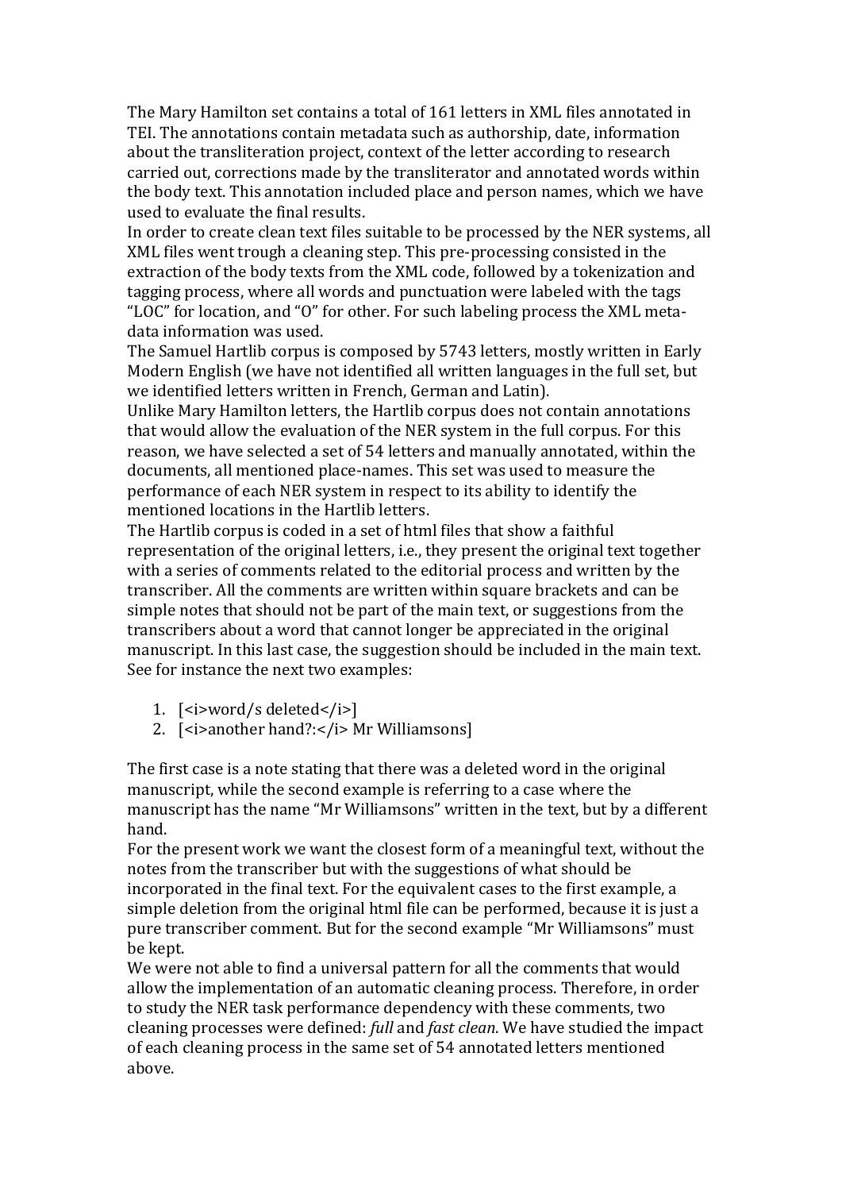The Mary Hamilton set contains a total of 161 letters in XML files annotated in TEI. The annotations contain metadata such as authorship, date, information about the transliteration project, context of the letter according to research carried out, corrections made by the transliterator and annotated words within the body text. This annotation included place and person names, which we have used to evaluate the final results.

In order to create clean text files suitable to be processed by the NER systems, all XML files went trough a cleaning step. This pre-processing consisted in the extraction of the body texts from the XML code, followed by a tokenization and tagging process, where all words and punctuation were labeled with the tags "LOC" for location, and "O" for other. For such labeling process the XML meta-data information was used.

The Samuel Hartlib corpus is composed by 5743 letters, mostly written in Early Modern English (we have not identified all written languages in the full set, but we identified letters written in French, German and Latin).

Unlike Mary Hamilton letters, the Hartlib corpus does not contain annotations that would allow the evaluation of the NER system in the full corpus. For this reason, we have selected a set of 54 letters and manually annotated, within the documents, all mentioned place-names. This set was used to measure the performance of each NER system in respect to its ability to identify the mentioned locations in the Hartlib letters.

The Hartlib corpus is coded in a set of html files that show a faithful representation of the original letters, i.e., they present the original text together with a series of comments related to the editorial process and written by the transcriber. All the comments are written within square brackets and can be simple notes that should not be part of the main text, or suggestions from the transcribers about a word that cannot longer be appreciated in the original manuscript. In this last case, the suggestion should be included in the main text. See for instance the next two examples:

1. [<i>word/s deleted</i>]
2. [<i>another hand?:</i> Mr Williamsons]

The first case is a note stating that there was a deleted word in the original manuscript, while the second example is referring to a case where the manuscript has the name "Mr Williamsons" written in the text, but by a different hand.

For the present work we want the closest form of a meaningful text, without the notes from the transcriber but with the suggestions of what should be incorporated in the final text. For the equivalent cases to the first example, a simple deletion from the original html file can be performed, because it is just a pure transcriber comment. But for the second example "Mr Williamsons" must be kept.

We were not able to find a universal pattern for all the comments that would allow the implementation of an automatic cleaning process. Therefore, in order to study the NER task performance dependency with these comments, two cleaning processes were defined: *full* and *fast clean*. We have studied the impact of each cleaning process in the same set of 54 annotated letters mentioned above.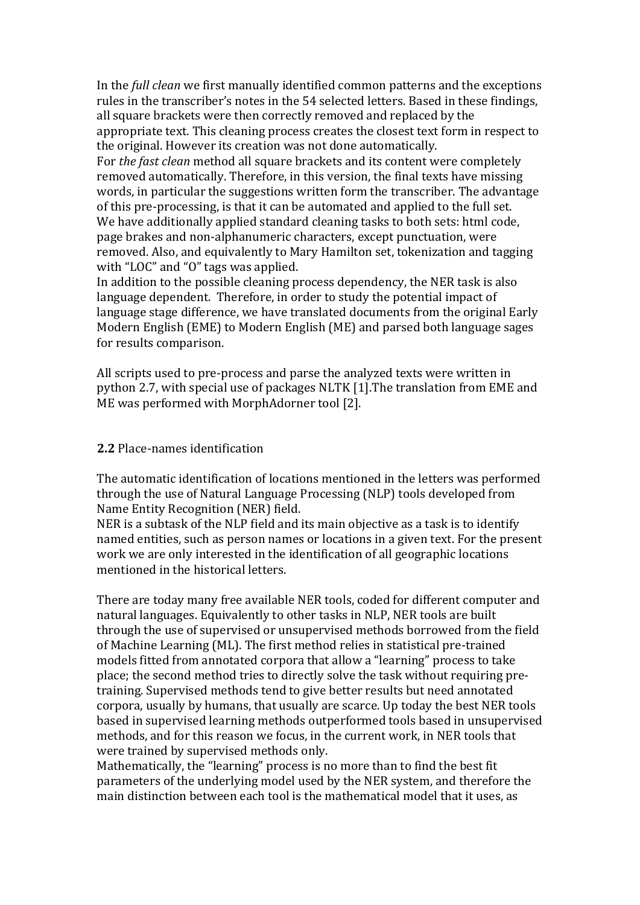In the *full clean* we first manually identified common patterns and the exceptions rules in the transcriber's notes in the 54 selected letters. Based in these findings, all square brackets were then correctly removed and replaced by the appropriate text. This cleaning process creates the closest text form in respect to the original. However its creation was not done automatically.
For *the fast clean* method all square brackets and its content were completely removed automatically. Therefore, in this version, the final texts have missing words, in particular the suggestions written form the transcriber. The advantage of this pre-processing, is that it can be automated and applied to the full set.
We have additionally applied standard cleaning tasks to both sets: html code, page brakes and non-alphanumeric characters, except punctuation, were removed. Also, and equivalently to Mary Hamilton set, tokenization and tagging with "LOC" and "O" tags was applied.
In addition to the possible cleaning process dependency, the NER task is also language dependent. Therefore, in order to study the potential impact of language stage difference, we have translated documents from the original Early Modern English (EME) to Modern English (ME) and parsed both language sages for results comparison.

All scripts used to pre-process and parse the analyzed texts were written in python 2.7, with special use of packages NLTK [1].The translation from EME and ME was performed with MorphAdorner tool [2].

**2.2** Place-names identification

The automatic identification of locations mentioned in the letters was performed through the use of Natural Language Processing (NLP) tools developed from Name Entity Recognition (NER) field.
NER is a subtask of the NLP field and its main objective as a task is to identify named entities, such as person names or locations in a given text. For the present work we are only interested in the identification of all geographic locations mentioned in the historical letters.

There are today many free available NER tools, coded for different computer and natural languages. Equivalently to other tasks in NLP, NER tools are built through the use of supervised or unsupervised methods borrowed from the field of Machine Learning (ML). The first method relies in statistical pre-trained models fitted from annotated corpora that allow a "learning" process to take place; the second method tries to directly solve the task without requiring pre-training. Supervised methods tend to give better results but need annotated corpora, usually by humans, that usually are scarce. Up today the best NER tools based in supervised learning methods outperformed tools based in unsupervised methods, and for this reason we focus, in the current work, in NER tools that were trained by supervised methods only.
Mathematically, the "learning" process is no more than to find the best fit parameters of the underlying model used by the NER system, and therefore the main distinction between each tool is the mathematical model that it uses, as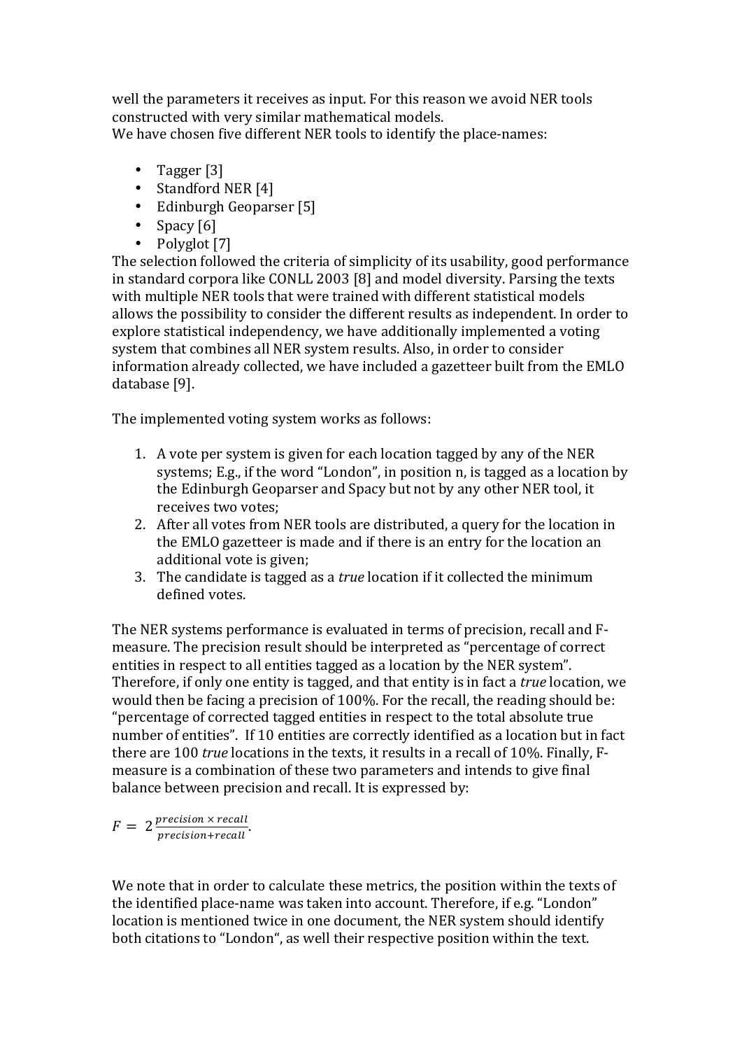well the parameters it receives as input. For this reason we avoid NER tools constructed with very similar mathematical models.
We have chosen five different NER tools to identify the place-names:

- Tagger [3]
- Standford NER [4]
- Edinburgh Geoparser [5]
- Spacy [6]
- Polyglot [7]

The selection followed the criteria of simplicity of its usability, good performance in standard corpora like CONLL 2003 [8] and model diversity. Parsing the texts with multiple NER tools that were trained with different statistical models allows the possibility to consider the different results as independent. In order to explore statistical independency, we have additionally implemented a voting system that combines all NER system results. Also, in order to consider information already collected, we have included a gazetteer built from the EMLO database [9].

The implemented voting system works as follows:

1. A vote per system is given for each location tagged by any of the NER systems; E.g., if the word "London", in position n, is tagged as a location by the Edinburgh Geoparser and Spacy but not by any other NER tool, it receives two votes;
2. After all votes from NER tools are distributed, a query for the location in the EMLO gazetteer is made and if there is an entry for the location an additional vote is given;
3. The candidate is tagged as a *true* location if it collected the minimum defined votes.

The NER systems performance is evaluated in terms of precision, recall and F-measure. The precision result should be interpreted as "percentage of correct entities in respect to all entities tagged as a location by the NER system". Therefore, if only one entity is tagged, and that entity is in fact a *true* location, we would then be facing a precision of 100%. For the recall, the reading should be: "percentage of corrected tagged entities in respect to the total absolute true number of entities". If 10 entities are correctly identified as a location but in fact there are 100 *true* locations in the texts, it results in a recall of 10%. Finally, F-measure is a combination of these two parameters and intends to give final balance between precision and recall. It is expressed by:

$$F = 2\frac{precision \times recall}{precision + recall}.$$

We note that in order to calculate these metrics, the position within the texts of the identified place-name was taken into account. Therefore, if e.g. "London" location is mentioned twice in one document, the NER system should identify both citations to "London", as well their respective position within the text.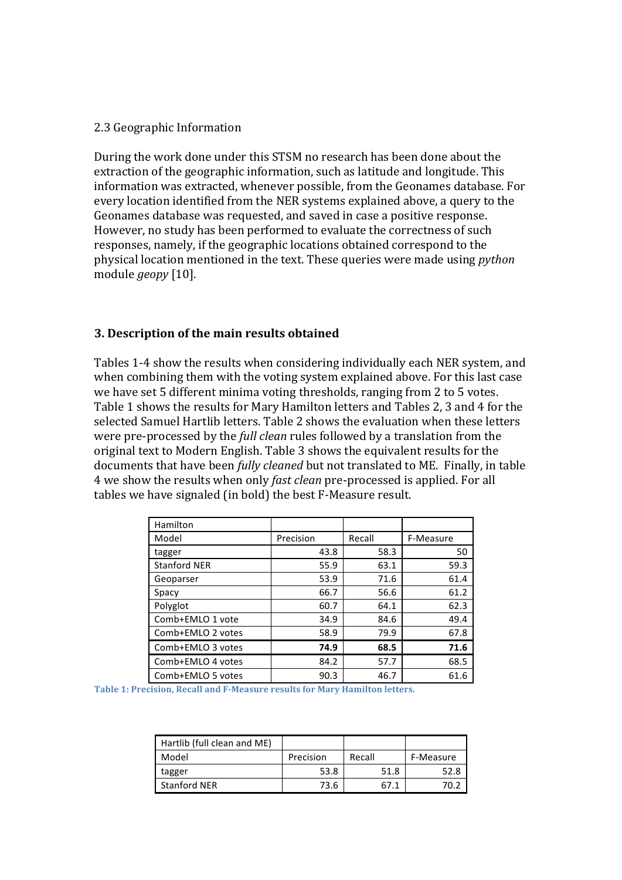2.3 Geographic Information

During the work done under this STSM no research has been done about the extraction of the geographic information, such as latitude and longitude. This information was extracted, whenever possible, from the Geonames database. For every location identified from the NER systems explained above, a query to the Geonames database was requested, and saved in case a positive response. However, no study has been performed to evaluate the correctness of such responses, namely, if the geographic locations obtained correspond to the physical location mentioned in the text. These queries were made using *python* module *geopy* [10].

## 3. Description of the main results obtained

Tables 1-4 show the results when considering individually each NER system, and when combining them with the voting system explained above. For this last case we have set 5 different minima voting thresholds, ranging from 2 to 5 votes. Table 1 shows the results for Mary Hamilton letters and Tables 2, 3 and 4 for the selected Samuel Hartlib letters. Table 2 shows the evaluation when these letters were pre-processed by the *full clean* rules followed by a translation from the original text to Modern English. Table 3 shows the equivalent results for the documents that have been *fully cleaned* but not translated to ME. Finally, in table 4 we show the results when only *fast clean* pre-processed is applied. For all tables we have signaled (in bold) the best F-Measure result.

| Hamilton | | | |
|---|---|---|---|
| Model | Precision | Recall | F-Measure |
| tagger | 43.8 | 58.3 | 50 |
| Stanford NER | 55.9 | 63.1 | 59.3 |
| Geoparser | 53.9 | 71.6 | 61.4 |
| Spacy | 66.7 | 56.6 | 61.2 |
| Polyglot | 60.7 | 64.1 | 62.3 |
| Comb+EMLO 1 vote | 34.9 | 84.6 | 49.4 |
| Comb+EMLO 2 votes | 58.9 | 79.9 | 67.8 |
| Comb+EMLO 3 votes | **74.9** | **68.5** | **71.6** |
| Comb+EMLO 4 votes | 84.2 | 57.7 | 68.5 |
| Comb+EMLO 5 votes | 90.3 | 46.7 | 61.6 |

Table 1: Precision, Recall and F-Measure results for Mary Hamilton letters.

| Hartlib (full clean and ME) | | | |
|---|---|---|---|
| Model | Precision | Recall | F-Measure |
| tagger | 53.8 | 51.8 | 52.8 |
| Stanford NER | 73.6 | 67.1 | 70.2 |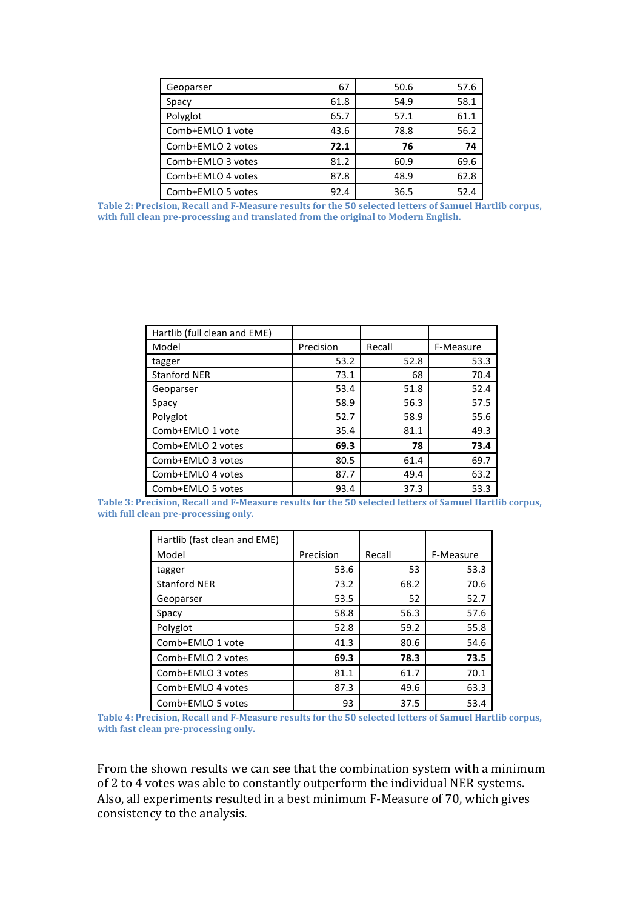| Geoparser | 67 | 50.6 | 57.6 |
|---|---|---|---|
| Spacy | 61.8 | 54.9 | 58.1 |
| Polyglot | 65.7 | 57.1 | 61.1 |
| Comb+EMLO 1 vote | 43.6 | 78.8 | 56.2 |
| Comb+EMLO 2 votes | **72.1** | **76** | **74** |
| Comb+EMLO 3 votes | 81.2 | 60.9 | 69.6 |
| Comb+EMLO 4 votes | 87.8 | 48.9 | 62.8 |
| Comb+EMLO 5 votes | 92.4 | 36.5 | 52.4 |

**Table 2: Precision, Recall and F-Measure results for the 50 selected letters of Samuel Hartlib corpus, with full clean pre-processing and translated from the original to Modern English.**

| Hartlib (full clean and EME) | | | |
|---|---|---|---|
| Model | Precision | Recall | F-Measure |
| tagger | 53.2 | 52.8 | 53.3 |
| Stanford NER | 73.1 | 68 | 70.4 |
| Geoparser | 53.4 | 51.8 | 52.4 |
| Spacy | 58.9 | 56.3 | 57.5 |
| Polyglot | 52.7 | 58.9 | 55.6 |
| Comb+EMLO 1 vote | 35.4 | 81.1 | 49.3 |
| Comb+EMLO 2 votes | **69.3** | **78** | **73.4** |
| Comb+EMLO 3 votes | 80.5 | 61.4 | 69.7 |
| Comb+EMLO 4 votes | 87.7 | 49.4 | 63.2 |
| Comb+EMLO 5 votes | 93.4 | 37.3 | 53.3 |

**Table 3: Precision, Recall and F-Measure results for the 50 selected letters of Samuel Hartlib corpus, with full clean pre-processing only.**

| Hartlib (fast clean and EME) | | | |
|---|---|---|---|
| Model | Precision | Recall | F-Measure |
| tagger | 53.6 | 53 | 53.3 |
| Stanford NER | 73.2 | 68.2 | 70.6 |
| Geoparser | 53.5 | 52 | 52.7 |
| Spacy | 58.8 | 56.3 | 57.6 |
| Polyglot | 52.8 | 59.2 | 55.8 |
| Comb+EMLO 1 vote | 41.3 | 80.6 | 54.6 |
| Comb+EMLO 2 votes | **69.3** | **78.3** | **73.5** |
| Comb+EMLO 3 votes | 81.1 | 61.7 | 70.1 |
| Comb+EMLO 4 votes | 87.3 | 49.6 | 63.3 |
| Comb+EMLO 5 votes | 93 | 37.5 | 53.4 |

**Table 4: Precision, Recall and F-Measure results for the 50 selected letters of Samuel Hartlib corpus, with fast clean pre-processing only.**

From the shown results we can see that the combination system with a minimum of 2 to 4 votes was able to constantly outperform the individual NER systems. Also, all experiments resulted in a best minimum F-Measure of 70, which gives consistency to the analysis.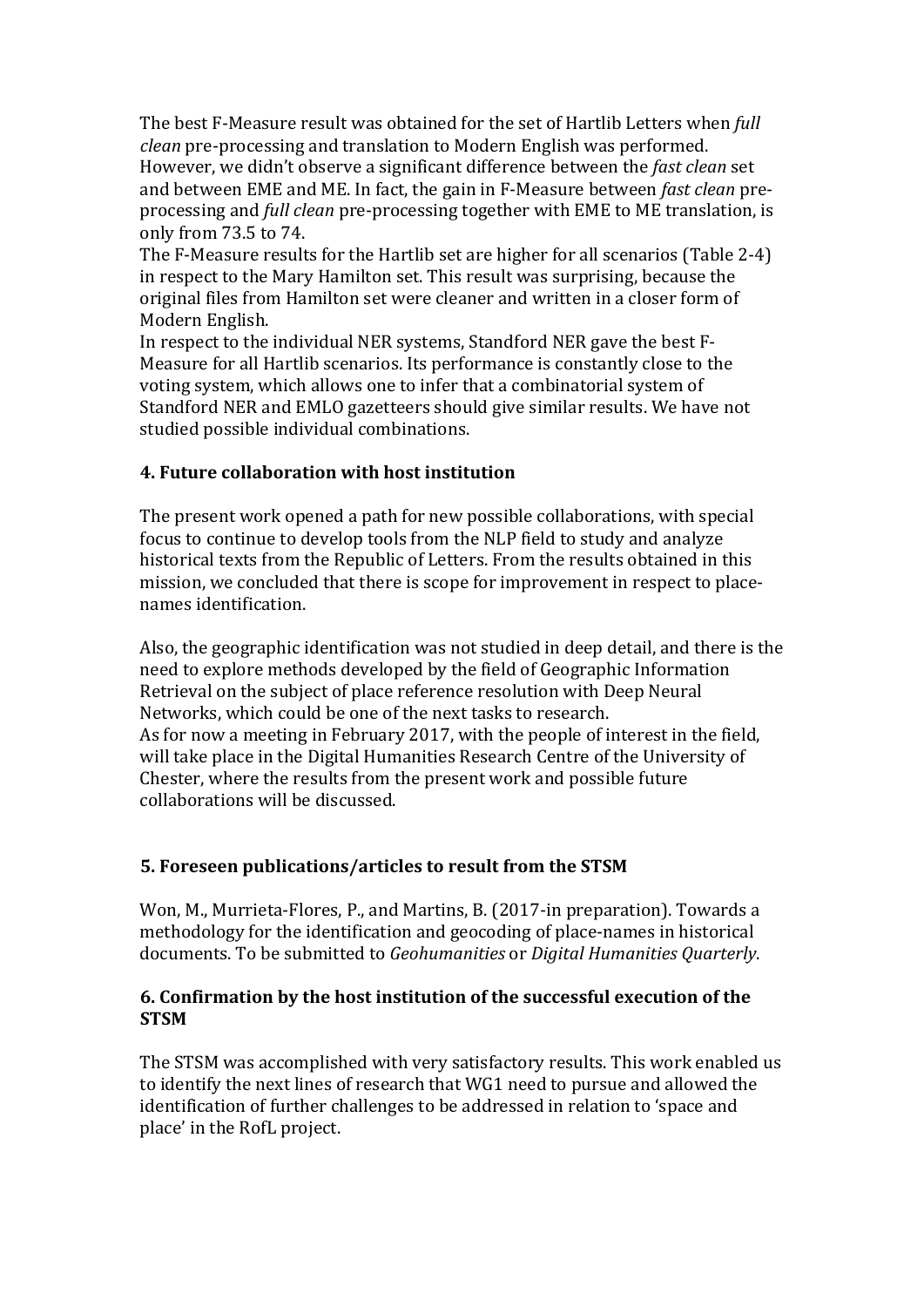The best F-Measure result was obtained for the set of Hartlib Letters when *full clean* pre-processing and translation to Modern English was performed. However, we didn't observe a significant difference between the *fast clean* set and between EME and ME. In fact, the gain in F-Measure between *fast clean* pre-processing and *full clean* pre-processing together with EME to ME translation, is only from 73.5 to 74.
The F-Measure results for the Hartlib set are higher for all scenarios (Table 2-4) in respect to the Mary Hamilton set. This result was surprising, because the original files from Hamilton set were cleaner and written in a closer form of Modern English.
In respect to the individual NER systems, Standford NER gave the best F-Measure for all Hartlib scenarios. Its performance is constantly close to the voting system, which allows one to infer that a combinatorial system of Standford NER and EMLO gazetteers should give similar results. We have not studied possible individual combinations.

## 4. Future collaboration with host institution

The present work opened a path for new possible collaborations, with special focus to continue to develop tools from the NLP field to study and analyze historical texts from the Republic of Letters. From the results obtained in this mission, we concluded that there is scope for improvement in respect to place-names identification.

Also, the geographic identification was not studied in deep detail, and there is the need to explore methods developed by the field of Geographic Information Retrieval on the subject of place reference resolution with Deep Neural Networks, which could be one of the next tasks to research.
As for now a meeting in February 2017, with the people of interest in the field, will take place in the Digital Humanities Research Centre of the University of Chester, where the results from the present work and possible future collaborations will be discussed.

## 5. Foreseen publications/articles to result from the STSM

Won, M., Murrieta-Flores, P., and Martins, B. (2017-in preparation). Towards a methodology for the identification and geocoding of place-names in historical documents. To be submitted to *Geohumanities* or *Digital Humanities Quarterly*.

## 6. Confirmation by the host institution of the successful execution of the STSM

The STSM was accomplished with very satisfactory results. This work enabled us to identify the next lines of research that WG1 need to pursue and allowed the identification of further challenges to be addressed in relation to 'space and place' in the RofL project.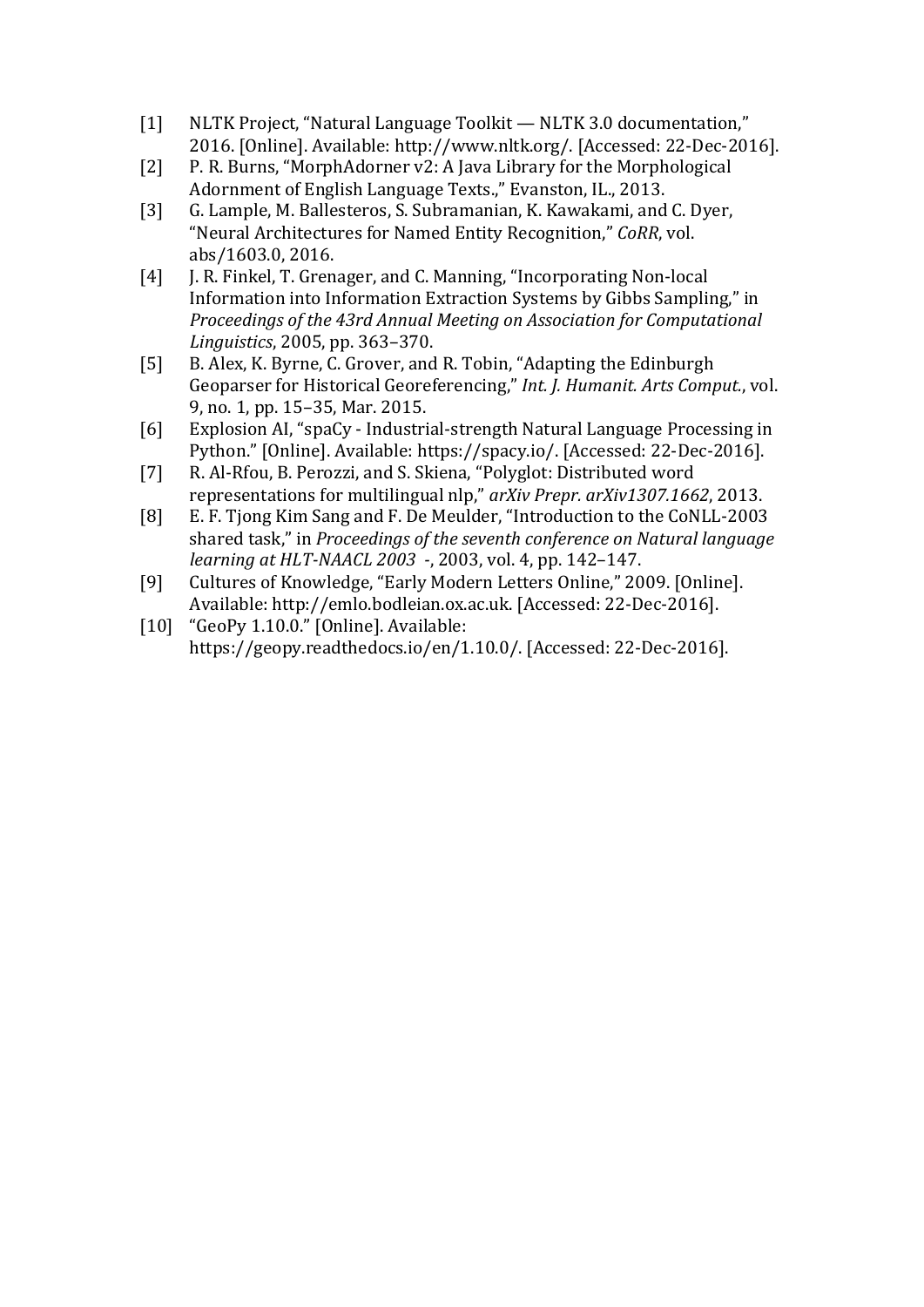[1] NLTK Project, “Natural Language Toolkit — NLTK 3.0 documentation,” 2016. [Online]. Available: http://www.nltk.org/. [Accessed: 22-Dec-2016].

[2] P. R. Burns, “MorphAdorner v2: A Java Library for the Morphological Adornment of English Language Texts.,” Evanston, IL., 2013.

[3] G. Lample, M. Ballesteros, S. Subramanian, K. Kawakami, and C. Dyer, “Neural Architectures for Named Entity Recognition,” *CoRR*, vol. abs/1603.0, 2016.

[4] J. R. Finkel, T. Grenager, and C. Manning, “Incorporating Non-local Information into Information Extraction Systems by Gibbs Sampling,” in *Proceedings of the 43rd Annual Meeting on Association for Computational Linguistics*, 2005, pp. 363–370.

[5] B. Alex, K. Byrne, C. Grover, and R. Tobin, “Adapting the Edinburgh Geoparser for Historical Georeferencing,” *Int. J. Humanit. Arts Comput.*, vol. 9, no. 1, pp. 15–35, Mar. 2015.

[6] Explosion AI, “spaCy - Industrial-strength Natural Language Processing in Python.” [Online]. Available: https://spacy.io/. [Accessed: 22-Dec-2016].

[7] R. Al-Rfou, B. Perozzi, and S. Skiena, “Polyglot: Distributed word representations for multilingual nlp,” *arXiv Prepr. arXiv1307.1662*, 2013.

[8] E. F. Tjong Kim Sang and F. De Meulder, “Introduction to the CoNLL-2003 shared task,” in *Proceedings of the seventh conference on Natural language learning at HLT-NAACL 2003 -*, 2003, vol. 4, pp. 142–147.

[9] Cultures of Knowledge, “Early Modern Letters Online,” 2009. [Online]. Available: http://emlo.bodleian.ox.ac.uk. [Accessed: 22-Dec-2016].

[10] “GeoPy 1.10.0.” [Online]. Available: https://geopy.readthedocs.io/en/1.10.0/. [Accessed: 22-Dec-2016].